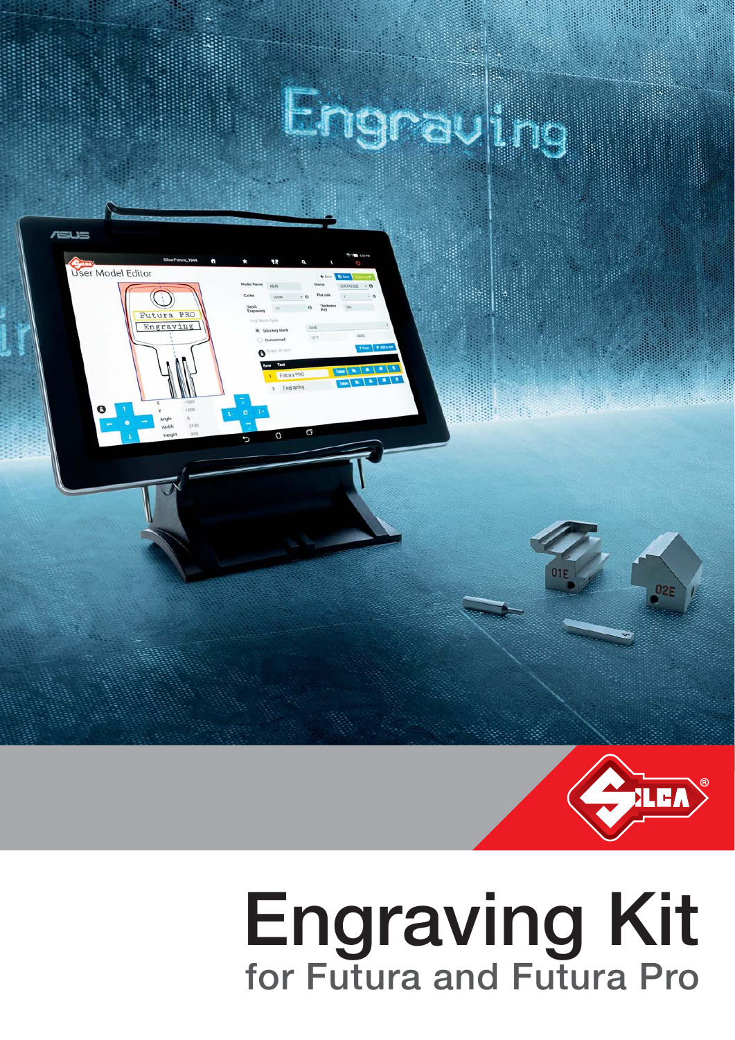# Engraving Kit

## for Futura and Futura Pro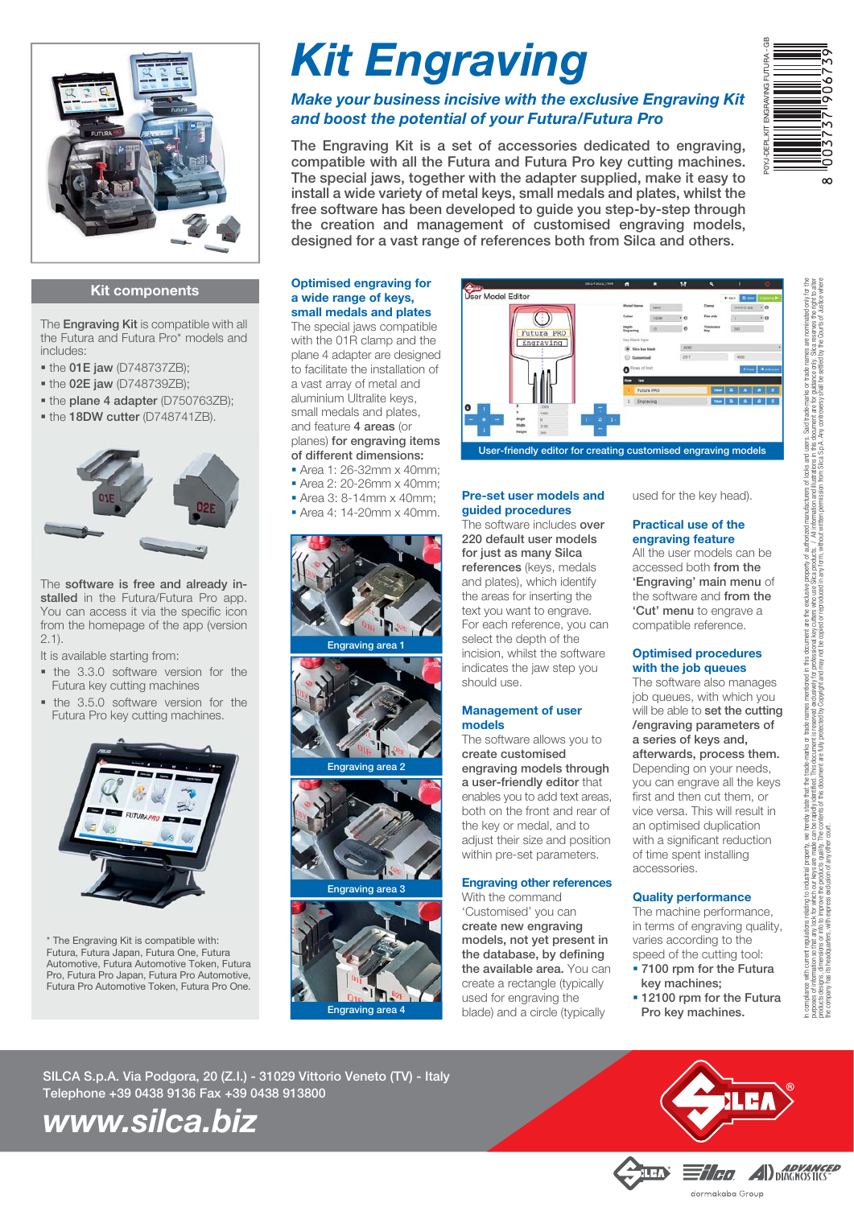# Kit Engraving

***Make your business incisive with the exclusive Engraving Kit and boost the potential of your Futura/Futura Pro***

The Engraving Kit is a set of accessories dedicated to engraving, compatible with all the Futura and Futura Pro key cutting machines. The special jaws, together with the adapter supplied, make it easy to install a wide variety of metal keys, small medals and plates, whilst the free software has been developed to guide you step-by-step through the creation and management of customised engraving models, designed for a vast range of references both from Silca and others.

## Kit components

The **Engraving Kit** is compatible with all the Futura and Futura Pro* models and includes:

- the **01E jaw** (D748737ZB);
- the **02E jaw** (D748739ZB);
- the **plane 4 adapter** (D750763ZB);
- the **18DW cutter** (D748741ZB).

The **software is free and already installed** in the Futura/Futura Pro app. You can access it via the specific icon from the homepage of the app (version 2.1).

It is available starting from:

- the 3.3.0 software version for the Futura key cutting machines
- the 3.5.0 software version for the Futura Pro key cutting machines.

\* The Engraving Kit is compatible with: Futura, Futura Japan, Futura One, Futura Automotive, Futura Automotive Token, Futura Pro, Futura Pro Japan, Futura Pro Automotive, Futura Pro Automotive Token, Futura Pro One.

### Optimised engraving for a wide range of keys, small medals and plates

The special jaws compatible with the 01R clamp and the plane 4 adapter are designed to facilitate the installation of a vast array of metal and aluminium Ultralite keys, small medals and plates, and feature **4 areas** (or planes) **for engraving items of different dimensions:**

- Area 1: 26-32mm x 40mm;
- Area 2: 20-26mm x 40mm;
- Area 3: 8-14mm x 40mm;
- Area 4: 14-20mm x 40mm.

Engraving area 1

Engraving area 2

Engraving area 3

Engraving area 4

User-friendly editor for creating customised engraving models

### Pre-set user models and guided procedures

The software includes **over 220 default user models for just as many Silca references** (keys, medals and plates), which identify the areas for inserting the text you want to engrave. For each reference, you can select the depth of the incision, whilst the software indicates the jaw step you should use.

### Management of user models

The software allows you to **create customised engraving models through a user-friendly editor** that enables you to add text areas, both on the front and rear of the key or medal, and to adjust their size and position within pre-set parameters.

### Engraving other references

With the command 'Customised' you can **create new engraving models, not yet present in the database, by defining the available area.** You can create a rectangle (typically used for engraving the blade) and a circle (typically used for the key head).

### Practical use of the engraving feature

All the user models can be accessed both **from the 'Engraving' main menu** of the software and **from the 'Cut' menu** to engrave a compatible reference.

### Optimised procedures with the job queues

The software also manages job queues, with which you will be able to **set the cutting /engraving parameters of a series of keys and, afterwards, process them.** Depending on your needs, you can engrave all the keys first and then cut them, or vice versa. This will result in an optimised duplication with a significant reduction of time spent installing accessories.

### Quality performance

The machine performance, in terms of engraving quality, varies according to the speed of the cutting tool:

- **7100 rpm for the Futura key machines;**
- **12100 rpm for the Futura Pro key machines.**

SILCA S.p.A. Via Podgora, 20 (Z.I.) - 31029 Vittorio Veneto (TV) - Italy
Telephone +39 0438 9136 Fax +39 0438 913800

***www.silca.biz***

P0YJ-DEPL.KIT ENGRAVING FUTURA -GB

In compliance with current regulations relating to industrial property, we hereby state that the trade-marks or trade names mentioned in this document are the exclusive property of authorized manufacturers of locks and users. Said trade-marks or trade names are nominated only for the purposes of information so that any look for which our keys are made can be rapidly identified. This document is reserved exclusively for professional key cutters who use Silca products. / All information and illustrations in this document are for guidance only. Silca reserves the right to alter product designs, dimensions or info to improve the products quality. The contents of this document are fully protected by Copyright and may not be copied or reproduced in any form, without written permission from Silca S.p.A. Any controversy shall be settled by the Courts of Justice where the company has its headquarters, with express exclusion of any other court.

dormakaba Group